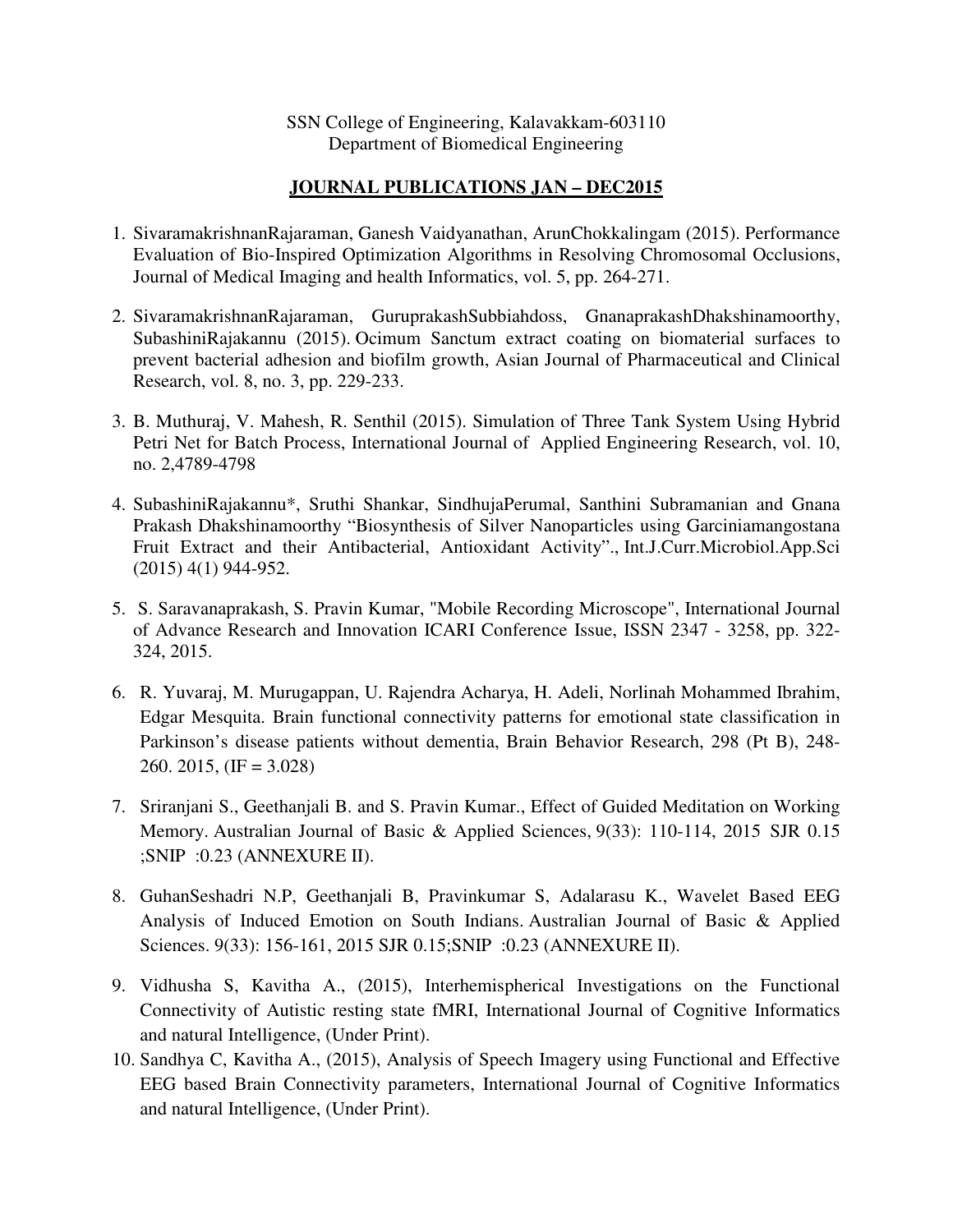SSN College of Engineering, Kalavakkam-603110
Department of Biomedical Engineering

## JOURNAL PUBLICATIONS JAN – DEC2015

1. SivaramakrishnanRajaraman, Ganesh Vaidyanathan, ArunChokkalingam (2015). Performance Evaluation of Bio-Inspired Optimization Algorithms in Resolving Chromosomal Occlusions, Journal of Medical Imaging and health Informatics, vol. 5, pp. 264-271.

2. SivaramakrishnanRajaraman, GuruprakashSubbiahdoss, GnanaprakashDhakshinamoorthy, SubashiniRajakannu (2015). Ocimum Sanctum extract coating on biomaterial surfaces to prevent bacterial adhesion and biofilm growth, Asian Journal of Pharmaceutical and Clinical Research, vol. 8, no. 3, pp. 229-233.

3. B. Muthuraj, V. Mahesh, R. Senthil (2015). Simulation of Three Tank System Using Hybrid Petri Net for Batch Process, International Journal of Applied Engineering Research, vol. 10, no. 2,4789-4798

4. SubashiniRajakannu*, Sruthi Shankar, SindhujaPerumal, Santhini Subramanian and Gnana Prakash Dhakshinamoorthy "Biosynthesis of Silver Nanoparticles using Garciniamangostana Fruit Extract and their Antibacterial, Antioxidant Activity"., Int.J.Curr.Microbiol.App.Sci (2015) 4(1) 944-952.

5. S. Saravanaprakash, S. Pravin Kumar, "Mobile Recording Microscope", International Journal of Advance Research and Innovation ICARI Conference Issue, ISSN 2347 - 3258, pp. 322-324, 2015.

6. R. Yuvaraj, M. Murugappan, U. Rajendra Acharya, H. Adeli, Norlinah Mohammed Ibrahim, Edgar Mesquita. Brain functional connectivity patterns for emotional state classification in Parkinson's disease patients without dementia, Brain Behavior Research, 298 (Pt B), 248-260. 2015, (IF = 3.028)

7. Sriranjani S., Geethanjali B. and S. Pravin Kumar., Effect of Guided Meditation on Working Memory. Australian Journal of Basic & Applied Sciences, 9(33): 110-114, 2015 SJR 0.15 ;SNIP :0.23 (ANNEXURE II).

8. GuhanSeshadri N.P, Geethanjali B, Pravinkumar S, Adalarasu K., Wavelet Based EEG Analysis of Induced Emotion on South Indians. Australian Journal of Basic & Applied Sciences. 9(33): 156-161, 2015 SJR 0.15;SNIP :0.23 (ANNEXURE II).

9. Vidhusha S, Kavitha A., (2015), Interhemispherical Investigations on the Functional Connectivity of Autistic resting state fMRI, International Journal of Cognitive Informatics and natural Intelligence, (Under Print).

10. Sandhya C, Kavitha A., (2015), Analysis of Speech Imagery using Functional and Effective EEG based Brain Connectivity parameters, International Journal of Cognitive Informatics and natural Intelligence, (Under Print).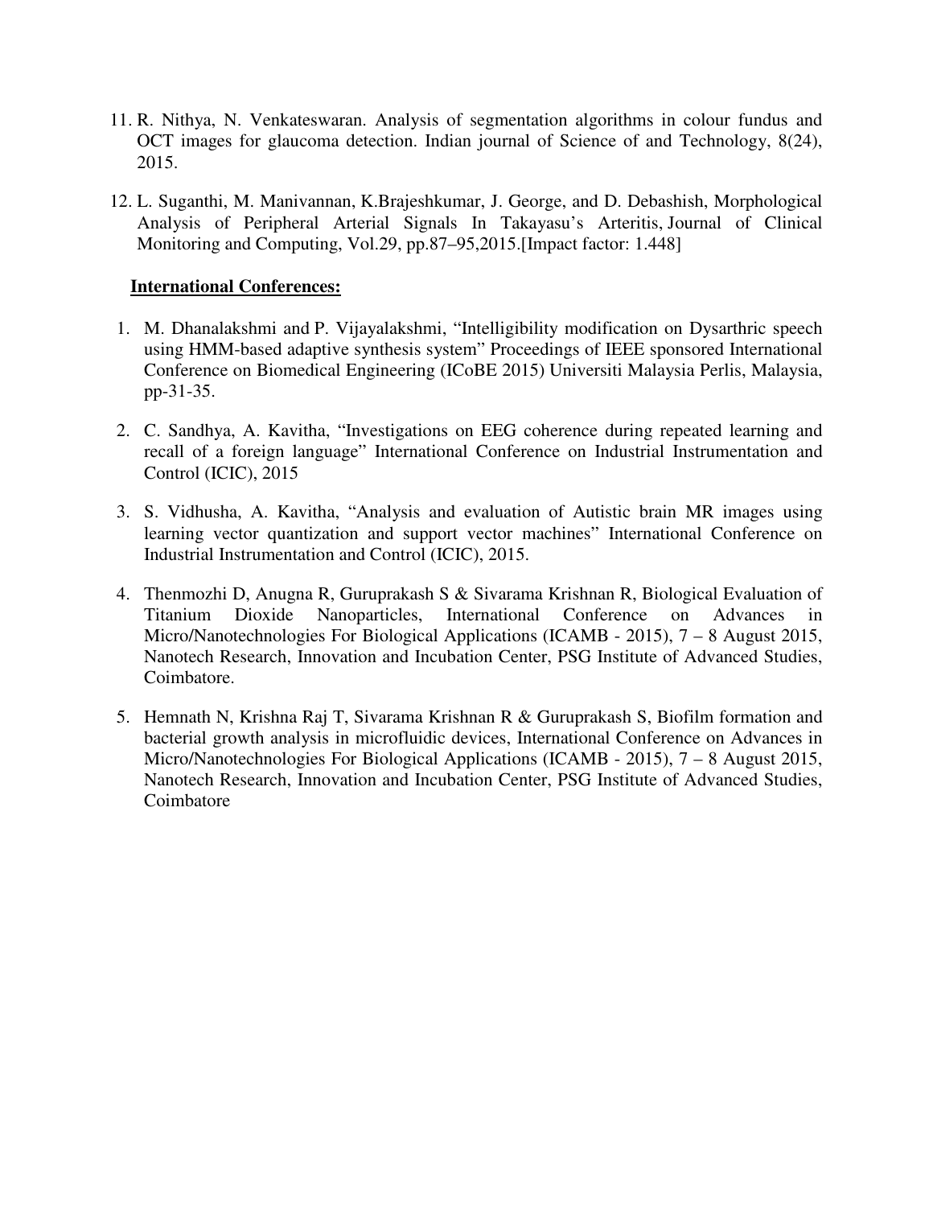11. R. Nithya, N. Venkateswaran. Analysis of segmentation algorithms in colour fundus and OCT images for glaucoma detection. Indian journal of Science of and Technology, 8(24), 2015.

12. L. Suganthi, M. Manivannan, K.Brajeshkumar, J. George, and D. Debashish, Morphological Analysis of Peripheral Arterial Signals In Takayasu's Arteritis, Journal of Clinical Monitoring and Computing, Vol.29, pp.87–95,2015.[Impact factor: 1.448]

**International Conferences:**

1. M. Dhanalakshmi and P. Vijayalakshmi, "Intelligibility modification on Dysarthric speech using HMM-based adaptive synthesis system" Proceedings of IEEE sponsored International Conference on Biomedical Engineering (ICoBE 2015) Universiti Malaysia Perlis, Malaysia, pp-31-35.

2. C. Sandhya, A. Kavitha, "Investigations on EEG coherence during repeated learning and recall of a foreign language" International Conference on Industrial Instrumentation and Control (ICIC), 2015

3. S. Vidhusha, A. Kavitha, "Analysis and evaluation of Autistic brain MR images using learning vector quantization and support vector machines" International Conference on Industrial Instrumentation and Control (ICIC), 2015.

4. Thenmozhi D, Anugna R, Guruprakash S & Sivarama Krishnan R, Biological Evaluation of Titanium Dioxide Nanoparticles, International Conference on Advances in Micro/Nanotechnologies For Biological Applications (ICAMB - 2015), 7 – 8 August 2015, Nanotech Research, Innovation and Incubation Center, PSG Institute of Advanced Studies, Coimbatore.

5. Hemnath N, Krishna Raj T, Sivarama Krishnan R & Guruprakash S, Biofilm formation and bacterial growth analysis in microfluidic devices, International Conference on Advances in Micro/Nanotechnologies For Biological Applications (ICAMB - 2015), 7 – 8 August 2015, Nanotech Research, Innovation and Incubation Center, PSG Institute of Advanced Studies, Coimbatore